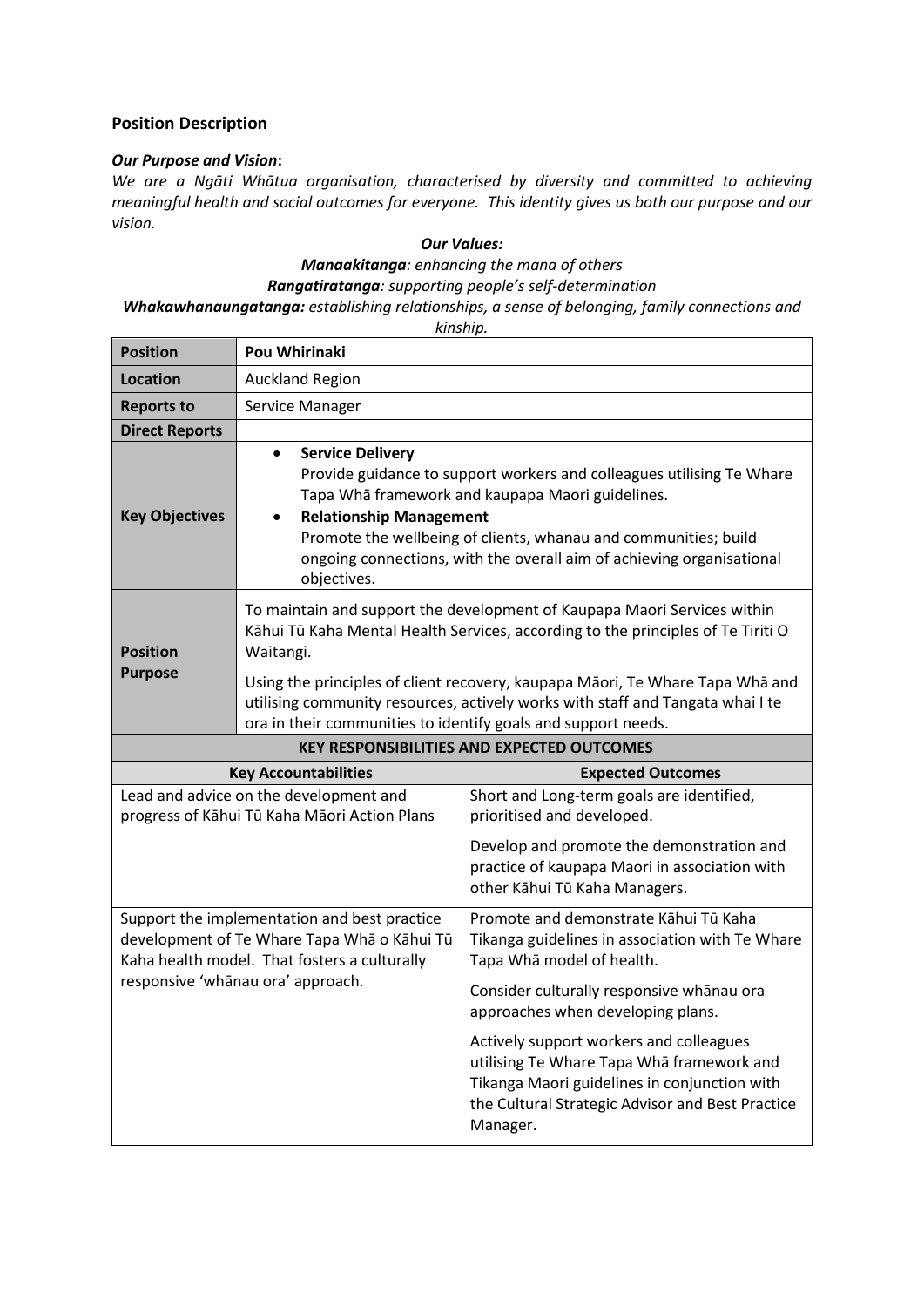## Position Description

***Our Purpose and Vision*:**

*We are a Ngāti Whātua organisation, characterised by diversity and committed to achieving meaningful health and social outcomes for everyone. This identity gives us both our purpose and our vision.*

***Our Values:***

***Manaakitanga**: enhancing the mana of others*

***Rangatiratanga**: supporting people's self-determination*

***Whakawhanaungatanga:** establishing relationships, a sense of belonging, family connections and kinship.*

| | |
|---|---|
| **Position** | **Pou Whirinaki** |
| **Location** | Auckland Region |
| **Reports to** | Service Manager |
| **Direct Reports** | |
| **Key Objectives** | • **Service Delivery**<br>Provide guidance to support workers and colleagues utilising Te Whare Tapa Whā framework and kaupapa Maori guidelines.<br>• **Relationship Management**<br>Promote the wellbeing of clients, whanau and communities; build ongoing connections, with the overall aim of achieving organisational objectives. |
| **Position Purpose** | To maintain and support the development of Kaupapa Maori Services within Kāhui Tū Kaha Mental Health Services, according to the principles of Te Tiriti O Waitangi.<br><br>Using the principles of client recovery, kaupapa Māori, Te Whare Tapa Whā and utilising community resources, actively works with staff and Tangata whai I te ora in their communities to identify goals and support needs. |

**KEY RESPONSIBILITIES AND EXPECTED OUTCOMES**

| Key Accountabilities | Expected Outcomes |
|---|---|
| Lead and advice on the development and progress of Kāhui Tū Kaha Māori Action Plans | Short and Long-term goals are identified, prioritised and developed.<br><br>Develop and promote the demonstration and practice of kaupapa Maori in association with other Kāhui Tū Kaha Managers. |
| Support the implementation and best practice development of Te Whare Tapa Whā o Kāhui Tū Kaha health model. That fosters a culturally responsive 'whānau ora' approach. | Promote and demonstrate Kāhui Tū Kaha Tikanga guidelines in association with Te Whare Tapa Whā model of health.<br><br>Consider culturally responsive whānau ora approaches when developing plans.<br><br>Actively support workers and colleagues utilising Te Whare Tapa Whā framework and Tikanga Maori guidelines in conjunction with the Cultural Strategic Advisor and Best Practice Manager. |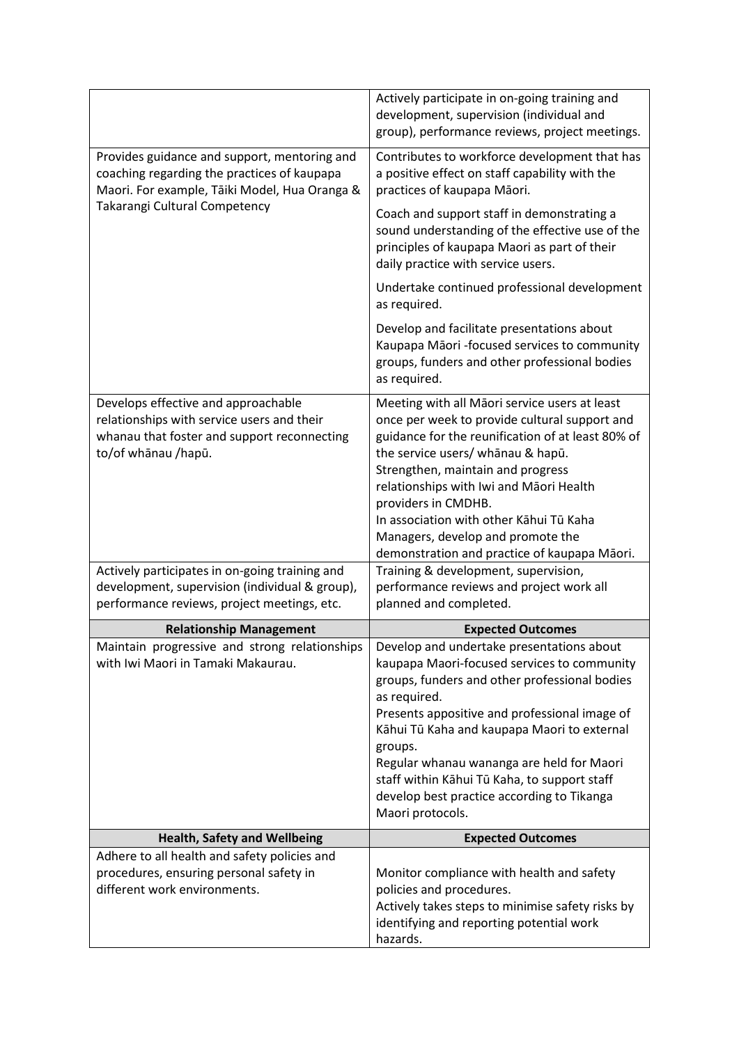| | |
|---|---|
| | Actively participate in on-going training and development, supervision (individual and group), performance reviews, project meetings. |
| Provides guidance and support, mentoring and coaching regarding the practices of kaupapa Maori. For example, Tāiki Model, Hua Oranga & Takarangi Cultural Competency | Contributes to workforce development that has a positive effect on staff capability with the practices of kaupapa Māori.<br><br>Coach and support staff in demonstrating a sound understanding of the effective use of the principles of kaupapa Maori as part of their daily practice with service users.<br><br>Undertake continued professional development as required.<br><br>Develop and facilitate presentations about Kaupapa Māori -focused services to community groups, funders and other professional bodies as required. |
| Develops effective and approachable relationships with service users and their whanau that foster and support reconnecting to/of whānau /hapū. | Meeting with all Māori service users at least once per week to provide cultural support and guidance for the reunification of at least 80% of the service users/ whānau & hapū.<br>Strengthen, maintain and progress relationships with Iwi and Māori Health providers in CMDHB.<br>In association with other Kāhui Tū Kaha Managers, develop and promote the demonstration and practice of kaupapa Māori. |
| Actively participates in on-going training and development, supervision (individual & group), performance reviews, project meetings, etc. | Training & development, supervision, performance reviews and project work all planned and completed. |
| **Relationship Management** | **Expected Outcomes** |
| Maintain progressive and strong relationships with Iwi Maori in Tamaki Makaurau. | Develop and undertake presentations about kaupapa Maori-focused services to community groups, funders and other professional bodies as required.<br>Presents appositive and professional image of Kāhui Tū Kaha and kaupapa Maori to external groups.<br>Regular whanau wananga are held for Maori staff within Kāhui Tū Kaha, to support staff develop best practice according to Tikanga Maori protocols. |
| **Health, Safety and Wellbeing** | **Expected Outcomes** |
| Adhere to all health and safety policies and procedures, ensuring personal safety in different work environments. | Monitor compliance with health and safety policies and procedures.<br>Actively takes steps to minimise safety risks by identifying and reporting potential work hazards. |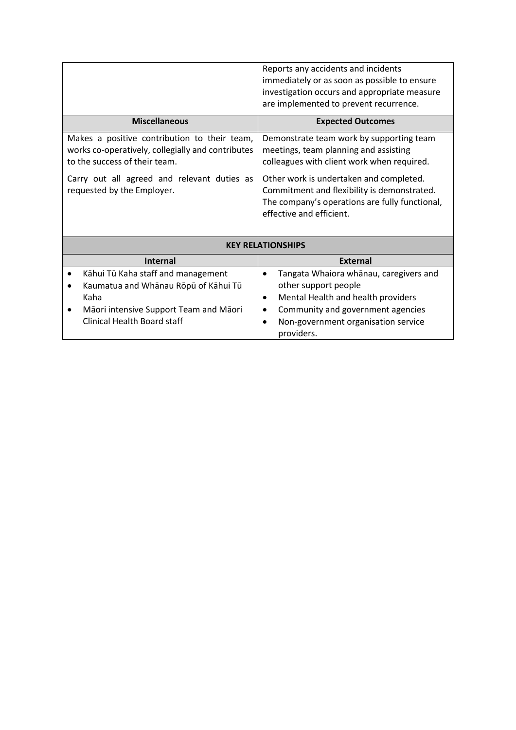|  | Reports any accidents and incidents immediately or as soon as possible to ensure investigation occurs and appropriate measure are implemented to prevent recurrence. |
|---|---|
| **Miscellaneous** | **Expected Outcomes** |
| Makes a positive contribution to their team, works co-operatively, collegially and contributes to the success of their team. | Demonstrate team work by supporting team meetings, team planning and assisting colleagues with client work when required. |
| Carry out all agreed and relevant duties as requested by the Employer. | Other work is undertaken and completed. Commitment and flexibility is demonstrated. The company's operations are fully functional, effective and efficient. |

| **KEY RELATIONSHIPS** | |
|---|---|
| **Internal** | **External** |
| • Kāhui Tū Kaha staff and management<br>• Kaumatua and Whānau Rōpū of Kāhui Tū Kaha<br>• Māori intensive Support Team and Māori Clinical Health Board staff | • Tangata Whaiora whānau, caregivers and other support people<br>• Mental Health and health providers<br>• Community and government agencies<br>• Non-government organisation service providers. |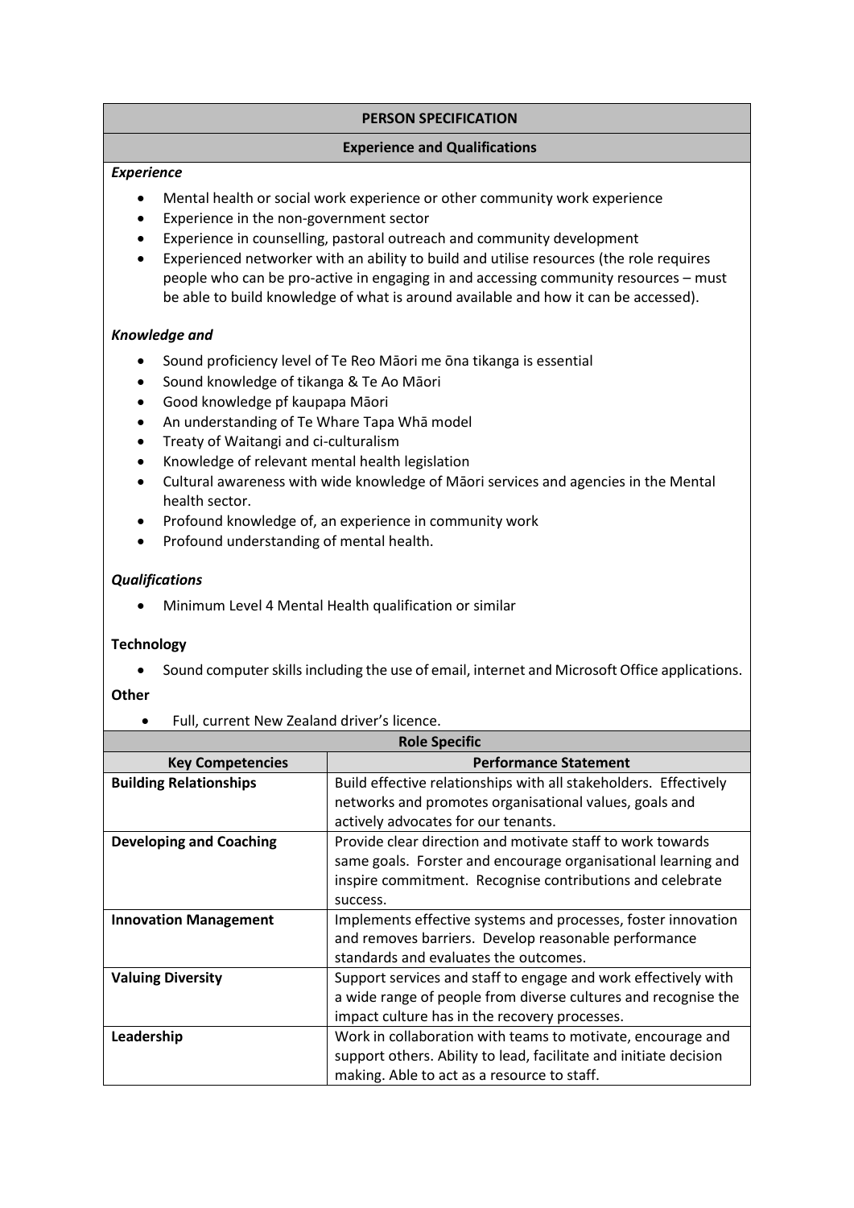## PERSON SPECIFICATION

### Experience and Qualifications

***Experience***

- Mental health or social work experience or other community work experience
- Experience in the non-government sector
- Experience in counselling, pastoral outreach and community development
- Experienced networker with an ability to build and utilise resources (the role requires people who can be pro-active in engaging in and accessing community resources – must be able to build knowledge of what is around available and how it can be accessed).

***Knowledge and***

- Sound proficiency level of Te Reo Māori me ōna tikanga is essential
- Sound knowledge of tikanga & Te Ao Māori
- Good knowledge pf kaupapa Māori
- An understanding of Te Whare Tapa Whā model
- Treaty of Waitangi and ci-culturalism
- Knowledge of relevant mental health legislation
- Cultural awareness with wide knowledge of Māori services and agencies in the Mental health sector.
- Profound knowledge of, an experience in community work
- Profound understanding of mental health.

***Qualifications***

- Minimum Level 4 Mental Health qualification or similar

**Technology**

- Sound computer skills including the use of email, internet and Microsoft Office applications.

**Other**

- Full, current New Zealand driver's licence.

| Role Specific | |
|---|---|
| **Key Competencies** | **Performance Statement** |
| **Building Relationships** | Build effective relationships with all stakeholders. Effectively networks and promotes organisational values, goals and actively advocates for our tenants. |
| **Developing and Coaching** | Provide clear direction and motivate staff to work towards same goals. Forster and encourage organisational learning and inspire commitment. Recognise contributions and celebrate success. |
| **Innovation Management** | Implements effective systems and processes, foster innovation and removes barriers. Develop reasonable performance standards and evaluates the outcomes. |
| **Valuing Diversity** | Support services and staff to engage and work effectively with a wide range of people from diverse cultures and recognise the impact culture has in the recovery processes. |
| **Leadership** | Work in collaboration with teams to motivate, encourage and support others. Ability to lead, facilitate and initiate decision making. Able to act as a resource to staff. |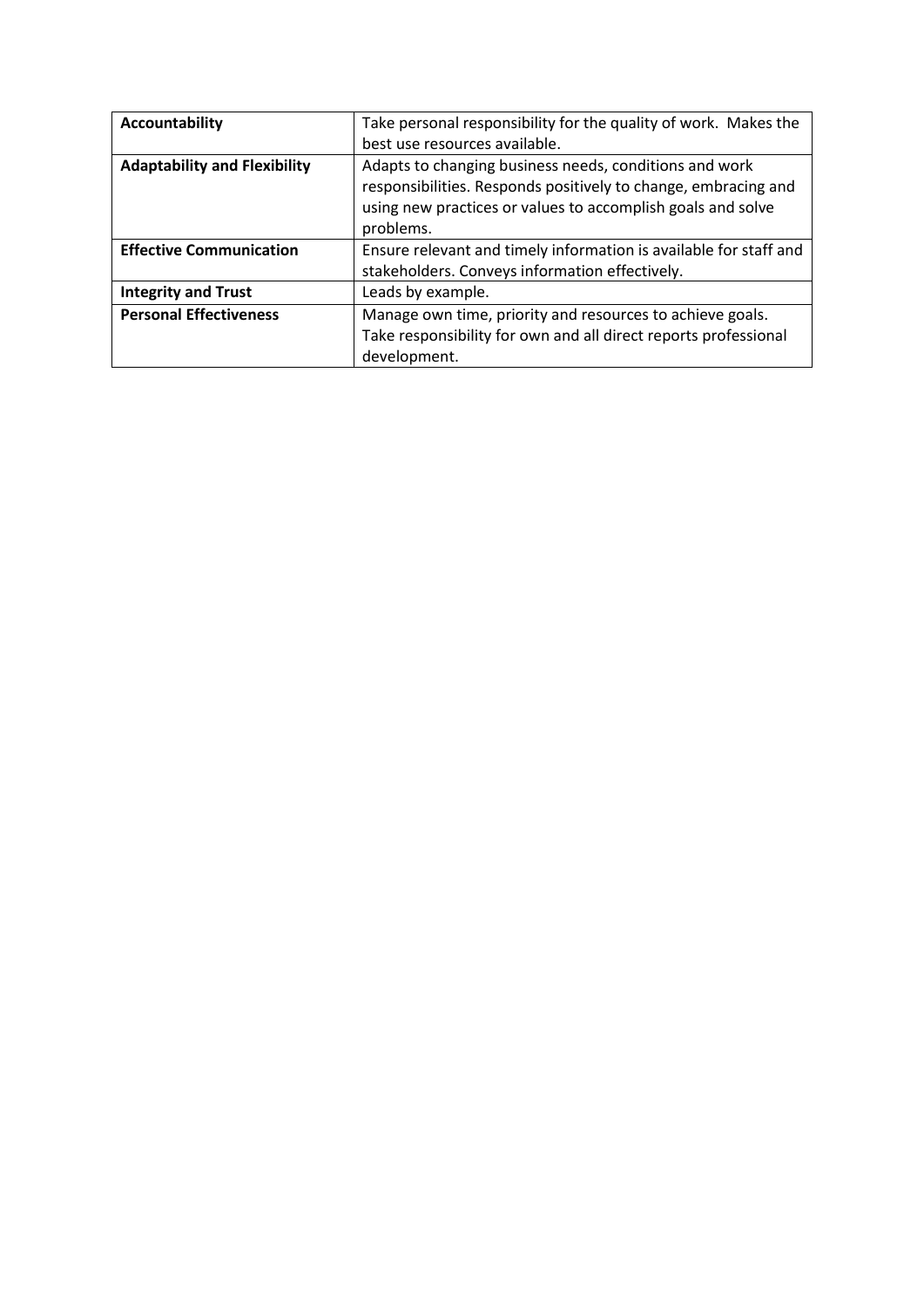| | |
|---|---|
| **Accountability** | Take personal responsibility for the quality of work. Makes the best use resources available. |
| **Adaptability and Flexibility** | Adapts to changing business needs, conditions and work responsibilities. Responds positively to change, embracing and using new practices or values to accomplish goals and solve problems. |
| **Effective Communication** | Ensure relevant and timely information is available for staff and stakeholders. Conveys information effectively. |
| **Integrity and Trust** | Leads by example. |
| **Personal Effectiveness** | Manage own time, priority and resources to achieve goals. Take responsibility for own and all direct reports professional development. |